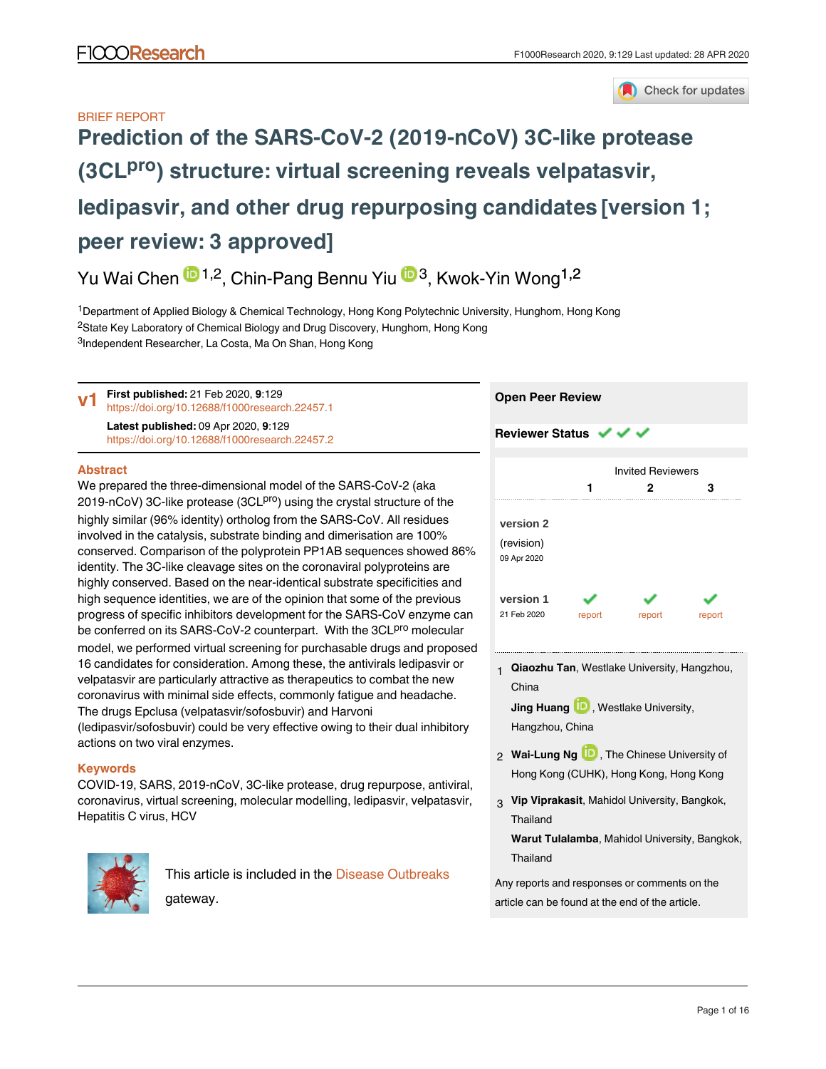BRIEF REPORT

# Prediction of the SARS-CoV-2 (2019-nCoV) 3C-like protease (3CL$^{pro}$) structure: virtual screening reveals velpatasvir, ledipasvir, and other drug repurposing candidates [version 1; peer review: 3 approved]

Yu Wai Chen [1,2], Chin-Pang Bennu Yiu [3], Kwok-Yin Wong[1,2]

[1]Department of Applied Biology & Chemical Technology, Hong Kong Polytechnic University, Hunghom, Hong Kong
[2]State Key Laboratory of Chemical Biology and Drug Discovery, Hunghom, Hong Kong
[3]Independent Researcher, La Costa, Ma On Shan, Hong Kong

**v1** **First published:** 21 Feb 2020, **9**:129
https://doi.org/10.12688/f1000research.22457.1

**Latest published:** 09 Apr 2020, **9**:129
https://doi.org/10.12688/f1000research.22457.2

## Abstract

We prepared the three-dimensional model of the SARS-CoV-2 (aka 2019-nCoV) 3C-like protease (3CL$^{pro}$) using the crystal structure of the highly similar (96% identity) ortholog from the SARS-CoV. All residues involved in the catalysis, substrate binding and dimerisation are 100% conserved. Comparison of the polyprotein PP1AB sequences showed 86% identity. The 3C-like cleavage sites on the coronaviral polyproteins are highly conserved. Based on the near-identical substrate specificities and high sequence identities, we are of the opinion that some of the previous progress of specific inhibitors development for the SARS-CoV enzyme can be conferred on its SARS-CoV-2 counterpart. With the 3CL$^{pro}$ molecular model, we performed virtual screening for purchasable drugs and proposed 16 candidates for consideration. Among these, the antivirals ledipasvir or velpatasvir are particularly attractive as therapeutics to combat the new coronavirus with minimal side effects, commonly fatigue and headache. The drugs Epclusa (velpatasvir/sofosbuvir) and Harvoni (ledipasvir/sofosbuvir) could be very effective owing to their dual inhibitory actions on two viral enzymes.

## Keywords

COVID-19, SARS, 2019-nCoV, 3C-like protease, drug repurpose, antiviral, coronavirus, virtual screening, molecular modelling, ledipasvir, velpatasvir, Hepatitis C virus, HCV

This article is included in the Disease Outbreaks gateway.

## Open Peer Review

**Reviewer Status** ✔ ✔ ✔

| | Invited Reviewers | | |
|---|---|---|---|
| | **1** | **2** | **3** |
| **version 2** (revision) 09 Apr 2020 | | | |
| **version 1** 21 Feb 2020 | ✔ report | ✔ report | ✔ report |

1. **Qiaozhu Tan**, Westlake University, Hangzhou, China
   **Jing Huang**, Westlake University, Hangzhou, China
2. **Wai-Lung Ng**, The Chinese University of Hong Kong (CUHK), Hong Kong, Hong Kong
3. **Vip Viprakasit**, Mahidol University, Bangkok, Thailand
   **Warut Tulalamba**, Mahidol University, Bangkok, Thailand

Any reports and responses or comments on the article can be found at the end of the article.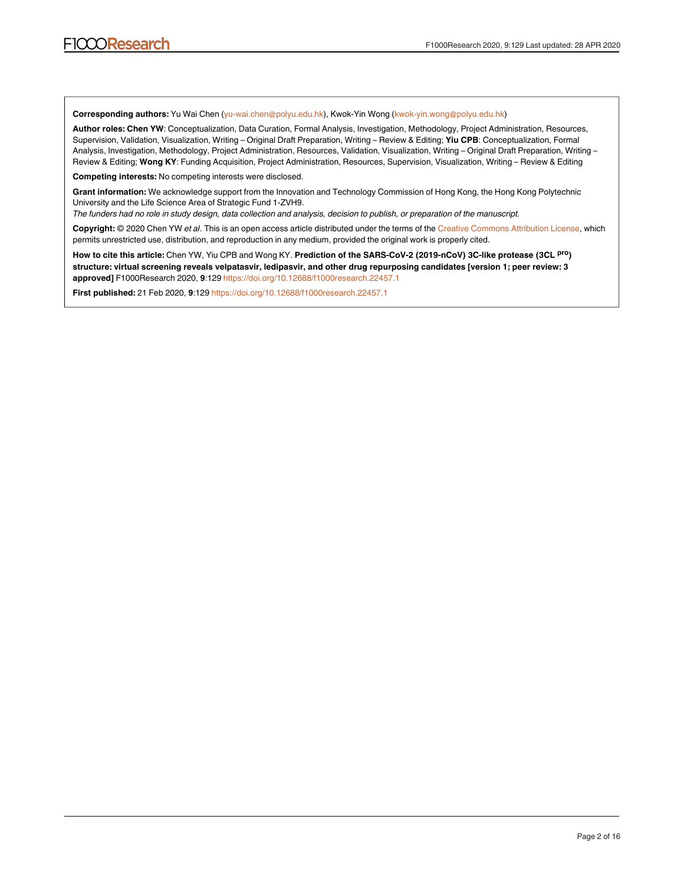**Corresponding authors:** Yu Wai Chen (yu-wai.chen@polyu.edu.hk), Kwok-Yin Wong (kwok-yin.wong@polyu.edu.hk)

**Author roles: Chen YW**: Conceptualization, Data Curation, Formal Analysis, Investigation, Methodology, Project Administration, Resources, Supervision, Validation, Visualization, Writing – Original Draft Preparation, Writing – Review & Editing; **Yiu CPB**: Conceptualization, Formal Analysis, Investigation, Methodology, Project Administration, Resources, Validation, Visualization, Writing – Original Draft Preparation, Writing – Review & Editing; **Wong KY**: Funding Acquisition, Project Administration, Resources, Supervision, Visualization, Writing – Review & Editing

**Competing interests:** No competing interests were disclosed.

**Grant information:** We acknowledge support from the Innovation and Technology Commission of Hong Kong, the Hong Kong Polytechnic University and the Life Science Area of Strategic Fund 1-ZVH9.

*The funders had no role in study design, data collection and analysis, decision to publish, or preparation of the manuscript.*

**Copyright:** © 2020 Chen YW *et al*. This is an open access article distributed under the terms of the Creative Commons Attribution License, which permits unrestricted use, distribution, and reproduction in any medium, provided the original work is properly cited.

**How to cite this article:** Chen YW, Yiu CPB and Wong KY. **Prediction of the SARS-CoV-2 (2019-nCoV) 3C-like protease (3CL $^{pro}$) structure: virtual screening reveals velpatasvir, ledipasvir, and other drug repurposing candidates [version 1; peer review: 3 approved]** F1000Research 2020, **9**:129 https://doi.org/10.12688/f1000research.22457.1

**First published:** 21 Feb 2020, **9**:129 https://doi.org/10.12688/f1000research.22457.1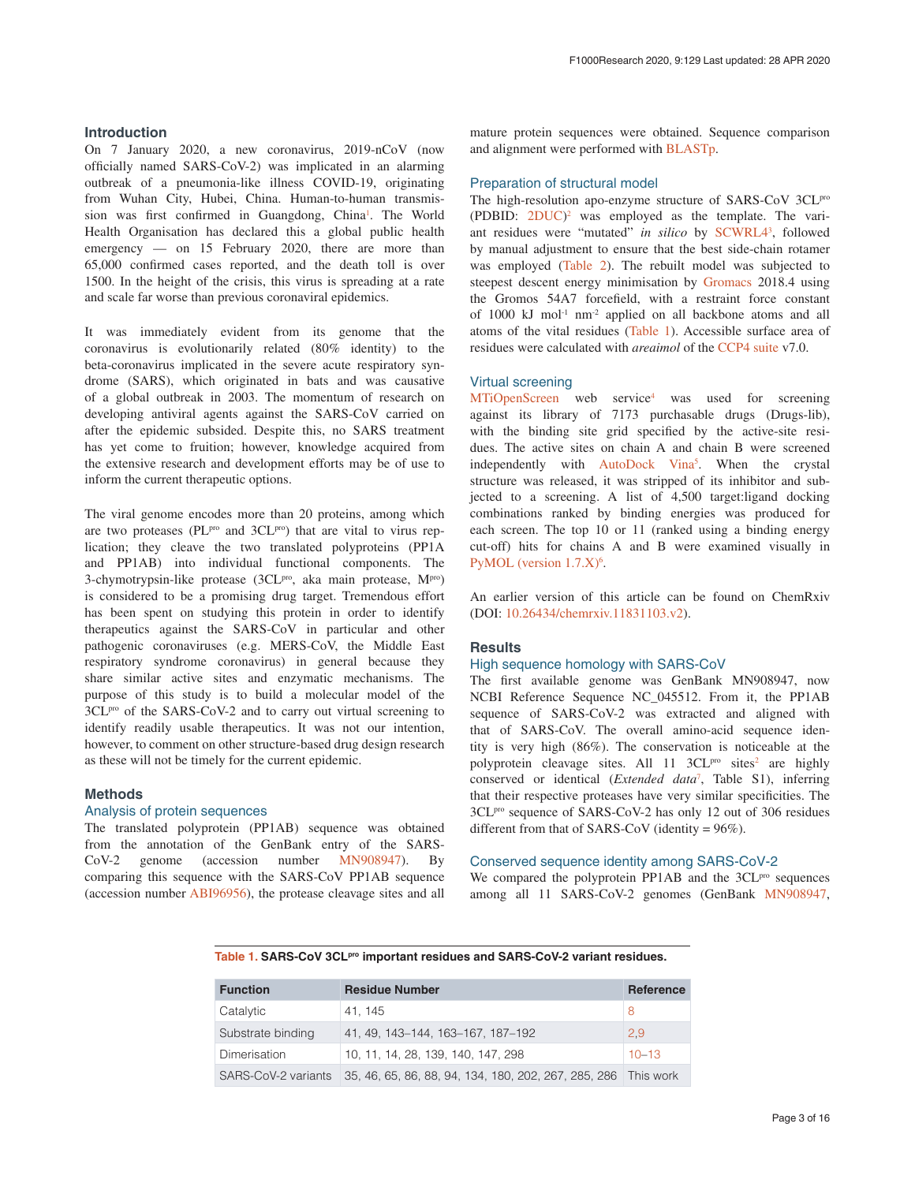## Introduction

On 7 January 2020, a new coronavirus, 2019-nCoV (now officially named SARS-CoV-2) was implicated in an alarming outbreak of a pneumonia-like illness COVID-19, originating from Wuhan City, Hubei, China. Human-to-human transmission was first confirmed in Guangdong, China[1]. The World Health Organisation has declared this a global public health emergency — on 15 February 2020, there are more than 65,000 confirmed cases reported, and the death toll is over 1500. In the height of the crisis, this virus is spreading at a rate and scale far worse than previous coronaviral epidemics.

It was immediately evident from its genome that the coronavirus is evolutionarily related (80% identity) to the beta-coronavirus implicated in the severe acute respiratory syndrome (SARS), which originated in bats and was causative of a global outbreak in 2003. The momentum of research on developing antiviral agents against the SARS-CoV carried on after the epidemic subsided. Despite this, no SARS treatment has yet come to fruition; however, knowledge acquired from the extensive research and development efforts may be of use to inform the current therapeutic options.

The viral genome encodes more than 20 proteins, among which are two proteases (PL$^{pro}$ and 3CL$^{pro}$) that are vital to virus replication; they cleave the two translated polyproteins (PP1A and PP1AB) into individual functional components. The 3-chymotrypsin-like protease (3CL$^{pro}$, aka main protease, M$^{pro}$) is considered to be a promising drug target. Tremendous effort has been spent on studying this protein in order to identify therapeutics against the SARS-CoV in particular and other pathogenic coronaviruses (e.g. MERS-CoV, the Middle East respiratory syndrome coronavirus) in general because they share similar active sites and enzymatic mechanisms. The purpose of this study is to build a molecular model of the 3CL$^{pro}$ of the SARS-CoV-2 and to carry out virtual screening to identify readily usable therapeutics. It was not our intention, however, to comment on other structure-based drug design research as these will not be timely for the current epidemic.

## Methods

### Analysis of protein sequences

The translated polyprotein (PP1AB) sequence was obtained from the annotation of the GenBank entry of the SARS-CoV-2 genome (accession number MN908947). By comparing this sequence with the SARS-CoV PP1AB sequence (accession number ABI96956), the protease cleavage sites and all mature protein sequences were obtained. Sequence comparison and alignment were performed with BLASTp.

### Preparation of structural model

The high-resolution apo-enzyme structure of SARS-CoV 3CL$^{pro}$ (PDBID: 2DUC)[2] was employed as the template. The variant residues were "mutated" *in silico* by SCWRL4[3], followed by manual adjustment to ensure that the best side-chain rotamer was employed (Table 2). The rebuilt model was subjected to steepest descent energy minimisation by Gromacs 2018.4 using the Gromos 54A7 forcefield, with a restraint force constant of 1000 kJ mol$^{-1}$ nm$^{-2}$ applied on all backbone atoms and all atoms of the vital residues (Table 1). Accessible surface area of residues were calculated with *areaimol* of the CCP4 suite v7.0.

### Virtual screening

MTiOpenScreen web service[4] was used for screening against its library of 7173 purchasable drugs (Drugs-lib), with the binding site grid specified by the active-site residues. The active sites on chain A and chain B were screened independently with AutoDock Vina[5]. When the crystal structure was released, it was stripped of its inhibitor and subjected to a screening. A list of 4,500 target:ligand docking combinations ranked by binding energies was produced for each screen. The top 10 or 11 (ranked using a binding energy cut-off) hits for chains A and B were examined visually in PyMOL (version 1.7.X)[6].

An earlier version of this article can be found on ChemRxiv (DOI: 10.26434/chemrxiv.11831103.v2).

## Results

### High sequence homology with SARS-CoV

The first available genome was GenBank MN908947, now NCBI Reference Sequence NC_045512. From it, the PP1AB sequence of SARS-CoV-2 was extracted and aligned with that of SARS-CoV. The overall amino-acid sequence identity is very high (86%). The conservation is noticeable at the polyprotein cleavage sites. All 11 3CL$^{pro}$ sites[2] are highly conserved or identical (*Extended data*[7], Table S1), inferring that their respective proteases have very similar specificities. The 3CL$^{pro}$ sequence of SARS-CoV-2 has only 12 out of 306 residues different from that of SARS-CoV (identity = 96%).

### Conserved sequence identity among SARS-CoV-2

We compared the polyprotein PP1AB and the 3CL$^{pro}$ sequences among all 11 SARS-CoV-2 genomes (GenBank MN908947,

**Table 1. SARS-CoV 3CL$^{pro}$ important residues and SARS-CoV-2 variant residues.**

| Function | Residue Number | Reference |
|---|---|---|
| Catalytic | 41, 145 | 8 |
| Substrate binding | 41, 49, 143–144, 163–167, 187–192 | 2,9 |
| Dimerisation | 10, 11, 14, 28, 139, 140, 147, 298 | 10–13 |
| SARS-CoV-2 variants | 35, 46, 65, 86, 88, 94, 134, 180, 202, 267, 285, 286 | This work |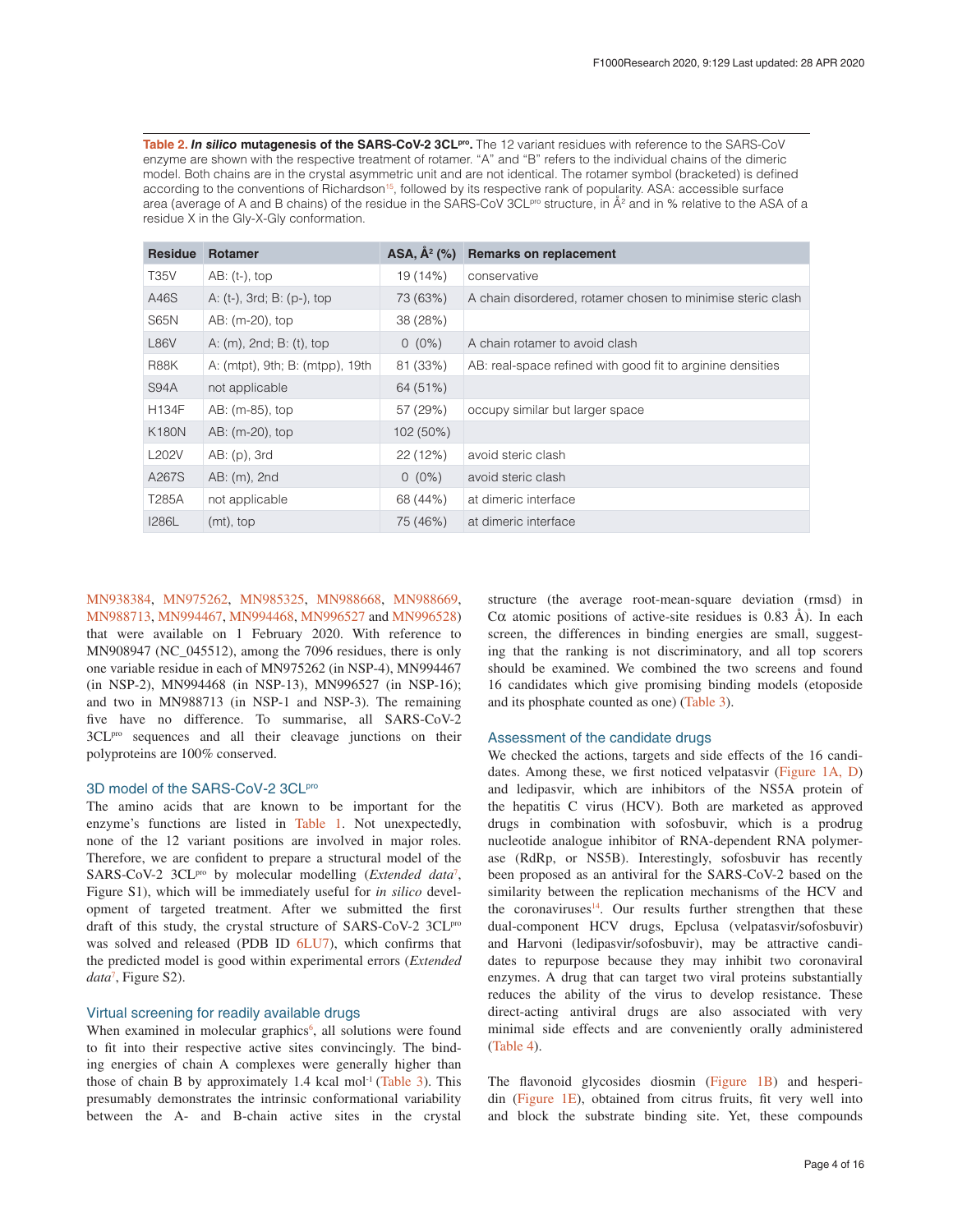**Table 2. *In silico* mutagenesis of the SARS-CoV-2 3CL$^{pro}$.** The 12 variant residues with reference to the SARS-CoV enzyme are shown with the respective treatment of rotamer. "A" and "B" refers to the individual chains of the dimeric model. Both chains are in the crystal asymmetric unit and are not identical. The rotamer symbol (bracketed) is defined according to the conventions of Richardson[15], followed by its respective rank of popularity. ASA: accessible surface area (average of A and B chains) of the residue in the SARS-CoV 3CL$^{pro}$ structure, in Å$^2$ and in % relative to the ASA of a residue X in the Gly-X-Gly conformation.

| Residue | Rotamer | ASA, Å$^2$ (%) | Remarks on replacement |
|---|---|---|---|
| T35V | AB: (t-), top | 19 (14%) | conservative |
| A46S | A: (t-), 3rd; B: (p-), top | 73 (63%) | A chain disordered, rotamer chosen to minimise steric clash |
| S65N | AB: (m-20), top | 38 (28%) | |
| L86V | A: (m), 2nd; B: (t), top | 0 (0%) | A chain rotamer to avoid clash |
| R88K | A: (mtpt), 9th; B: (mtpp), 19th | 81 (33%) | AB: real-space refined with good fit to arginine densities |
| S94A | not applicable | 64 (51%) | |
| H134F | AB: (m-85), top | 57 (29%) | occupy similar but larger space |
| K180N | AB: (m-20), top | 102 (50%) | |
| L202V | AB: (p), 3rd | 22 (12%) | avoid steric clash |
| A267S | AB: (m), 2nd | 0 (0%) | avoid steric clash |
| T285A | not applicable | 68 (44%) | at dimeric interface |
| I286L | (mt), top | 75 (46%) | at dimeric interface |

MN938384, MN975262, MN985325, MN988668, MN988669, MN988713, MN994467, MN994468, MN996527 and MN996528) that were available on 1 February 2020. With reference to MN908947 (NC_045512), among the 7096 residues, there is only one variable residue in each of MN975262 (in NSP-4), MN994467 (in NSP-2), MN994468 (in NSP-13), MN996527 (in NSP-16); and two in MN988713 (in NSP-1 and NSP-3). The remaining five have no difference. To summarise, all SARS-CoV-2 3CL$^{pro}$ sequences and all their cleavage junctions on their polyproteins are 100% conserved.

### 3D model of the SARS-CoV-2 3CL$^{pro}$

The amino acids that are known to be important for the enzyme's functions are listed in Table 1. Not unexpectedly, none of the 12 variant positions are involved in major roles. Therefore, we are confident to prepare a structural model of the SARS-CoV-2 3CL$^{pro}$ by molecular modelling (*Extended data*[7], Figure S1), which will be immediately useful for *in silico* development of targeted treatment. After we submitted the first draft of this study, the crystal structure of SARS-CoV-2 3CL$^{pro}$ was solved and released (PDB ID 6LU7), which confirms that the predicted model is good within experimental errors (*Extended data*[7], Figure S2).

### Virtual screening for readily available drugs

When examined in molecular graphics[6], all solutions were found to fit into their respective active sites convincingly. The binding energies of chain A complexes were generally higher than those of chain B by approximately 1.4 kcal mol$^{-1}$ (Table 3). This presumably demonstrates the intrinsic conformational variability between the A- and B-chain active sites in the crystal structure (the average root-mean-square deviation (rmsd) in Cα atomic positions of active-site residues is 0.83 Å). In each screen, the differences in binding energies are small, suggesting that the ranking is not discriminatory, and all top scorers should be examined. We combined the two screens and found 16 candidates which give promising binding models (etoposide and its phosphate counted as one) (Table 3).

### Assessment of the candidate drugs

We checked the actions, targets and side effects of the 16 candidates. Among these, we first noticed velpatasvir (Figure 1A, D) and ledipasvir, which are inhibitors of the NS5A protein of the hepatitis C virus (HCV). Both are marketed as approved drugs in combination with sofosbuvir, which is a prodrug nucleotide analogue inhibitor of RNA-dependent RNA polymerase (RdRp, or NS5B). Interestingly, sofosbuvir has recently been proposed as an antiviral for the SARS-CoV-2 based on the similarity between the replication mechanisms of the HCV and the coronaviruses[14]. Our results further strengthen that these dual-component HCV drugs, Epclusa (velpatasvir/sofosbuvir) and Harvoni (ledipasvir/sofosbuvir), may be attractive candidates to repurpose because they may inhibit two coronaviral enzymes. A drug that can target two viral proteins substantially reduces the ability of the virus to develop resistance. These direct-acting antiviral drugs are also associated with very minimal side effects and are conveniently orally administered (Table 4).

The flavonoid glycosides diosmin (Figure 1B) and hesperidin (Figure 1E), obtained from citrus fruits, fit very well into and block the substrate binding site. Yet, these compounds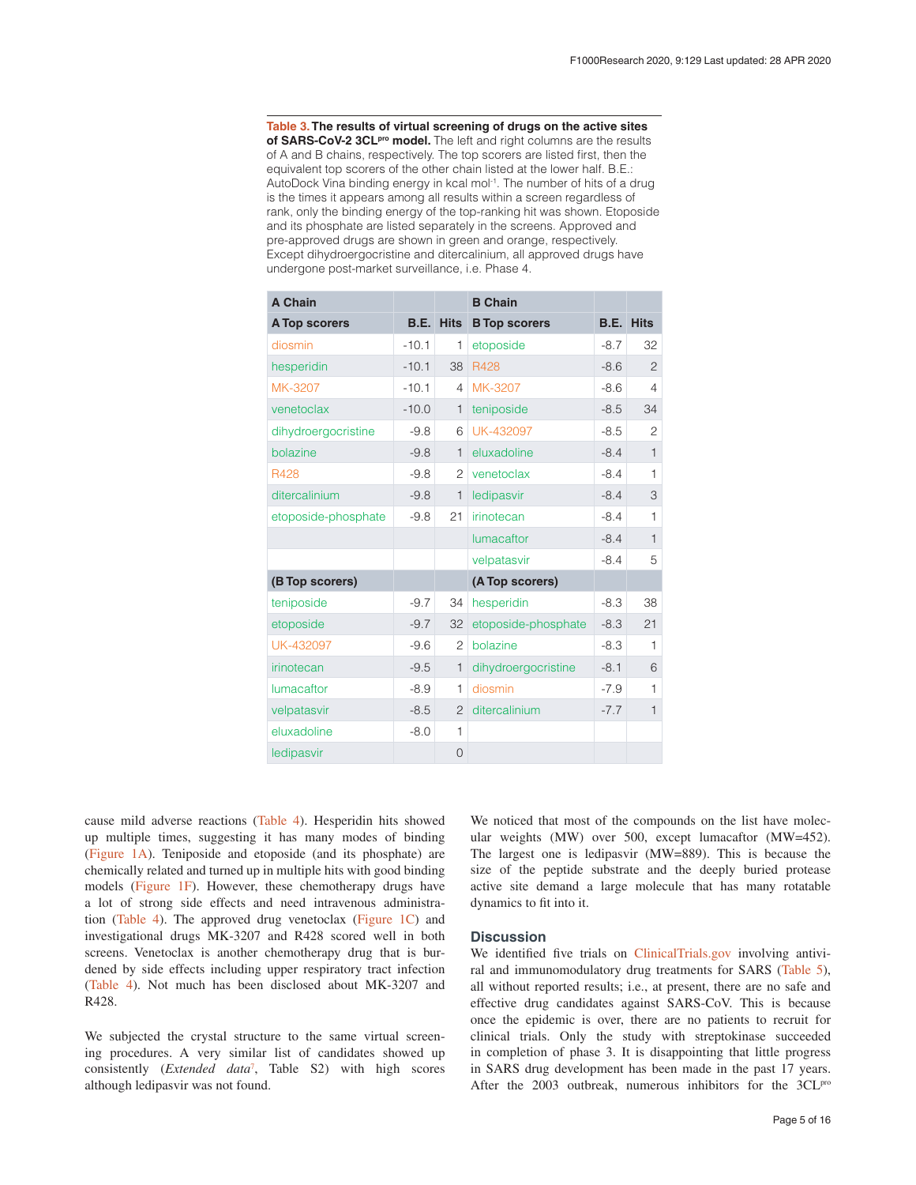**Table 3. The results of virtual screening of drugs on the active sites of SARS-CoV-2 3CL$^{pro}$ model.** The left and right columns are the results of A and B chains, respectively. The top scorers are listed first, then the equivalent top scorers of the other chain listed at the lower half. B.E.: AutoDock Vina binding energy in kcal mol$^{-1}$. The number of hits of a drug is the times it appears among all results within a screen regardless of rank, only the binding energy of the top-ranking hit was shown. Etoposide and its phosphate are listed separately in the screens. Approved and pre-approved drugs are shown in green and orange, respectively. Except dihydroergocristine and ditercalinium, all approved drugs have undergone post-market surveillance, i.e. Phase 4.

| A Chain | | | B Chain | | |
|---|---|---|---|---|---|
| **A Top scorers** | **B.E.** | **Hits** | **B Top scorers** | **B.E.** | **Hits** |
| diosmin | -10.1 | 1 | etoposide | -8.7 | 32 |
| hesperidin | -10.1 | 38 | R428 | -8.6 | 2 |
| MK-3207 | -10.1 | 4 | MK-3207 | -8.6 | 4 |
| venetoclax | -10.0 | 1 | teniposide | -8.5 | 34 |
| dihydroergocristine | -9.8 | 6 | UK-432097 | -8.5 | 2 |
| bolazine | -9.8 | 1 | eluxadoline | -8.4 | 1 |
| R428 | -9.8 | 2 | venetoclax | -8.4 | 1 |
| ditercalinium | -9.8 | 1 | ledipasvir | -8.4 | 3 |
| etoposide-phosphate | -9.8 | 21 | irinotecan | -8.4 | 1 |
| | | | lumacaftor | -8.4 | 1 |
| | | | velpatasvir | -8.4 | 5 |
| **(B Top scorers)** | | | **(A Top scorers)** | | |
| teniposide | -9.7 | 34 | hesperidin | -8.3 | 38 |
| etoposide | -9.7 | 32 | etoposide-phosphate | -8.3 | 21 |
| UK-432097 | -9.6 | 2 | bolazine | -8.3 | 1 |
| irinotecan | -9.5 | 1 | dihydroergocristine | -8.1 | 6 |
| lumacaftor | -8.9 | 1 | diosmin | -7.9 | 1 |
| velpatasvir | -8.5 | 2 | ditercalinium | -7.7 | 1 |
| eluxadoline | -8.0 | 1 | | | |
| ledipasvir | | 0 | | | |

cause mild adverse reactions (Table 4). Hesperidin hits showed up multiple times, suggesting it has many modes of binding (Figure 1A). Teniposide and etoposide (and its phosphate) are chemically related and turned up in multiple hits with good binding models (Figure 1F). However, these chemotherapy drugs have a lot of strong side effects and need intravenous administration (Table 4). The approved drug venetoclax (Figure 1C) and investigational drugs MK-3207 and R428 scored well in both screens. Venetoclax is another chemotherapy drug that is burdened by side effects including upper respiratory tract infection (Table 4). Not much has been disclosed about MK-3207 and R428.

We subjected the crystal structure to the same virtual screening procedures. A very similar list of candidates showed up consistently (*Extended data*[7], Table S2) with high scores although ledipasvir was not found.

We noticed that most of the compounds on the list have molecular weights (MW) over 500, except lumacaftor (MW=452). The largest one is ledipasvir (MW=889). This is because the size of the peptide substrate and the deeply buried protease active site demand a large molecule that has many rotatable dynamics to fit into it.

## Discussion

We identified five trials on ClinicalTrials.gov involving antiviral and immunomodulatory drug treatments for SARS (Table 5), all without reported results; i.e., at present, there are no safe and effective drug candidates against SARS-CoV. This is because once the epidemic is over, there are no patients to recruit for clinical trials. Only the study with streptokinase succeeded in completion of phase 3. It is disappointing that little progress in SARS drug development has been made in the past 17 years. After the 2003 outbreak, numerous inhibitors for the 3CL$^{pro}$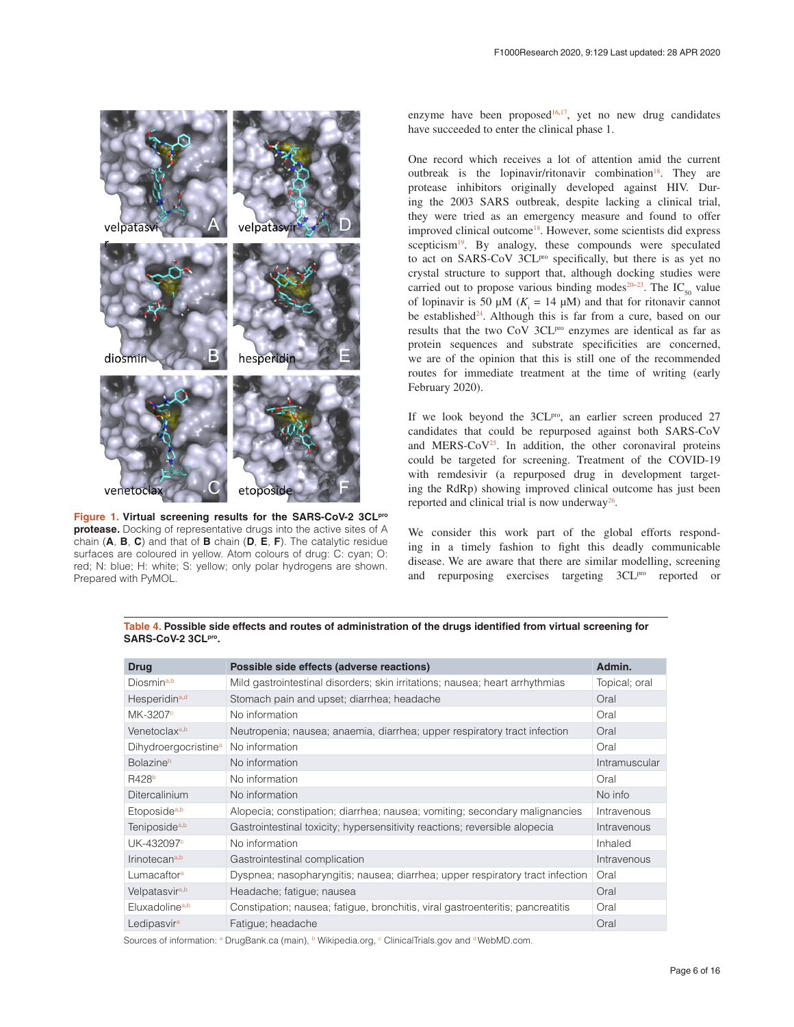**Figure 1. Virtual screening results for the SARS-CoV-2 3CL$^{pro}$ protease.** Docking of representative drugs into the active sites of A chain (**A**, **B**, **C**) and that of **B** chain (**D**, **E**, **F**). The catalytic residue surfaces are coloured in yellow. Atom colours of drug: C: cyan; O: red; N: blue; H: white; S: yellow; only polar hydrogens are shown. Prepared with PyMOL.

enzyme have been proposed[16,17], yet no new drug candidates have succeeded to enter the clinical phase 1.

One record which receives a lot of attention amid the current outbreak is the lopinavir/ritonavir combination[18]. They are protease inhibitors originally developed against HIV. During the 2003 SARS outbreak, despite lacking a clinical trial, they were tried as an emergency measure and found to offer improved clinical outcome[18]. However, some scientists did express scepticism[19]. By analogy, these compounds were speculated to act on SARS-CoV 3CL$^{pro}$ specifically, but there is as yet no crystal structure to support that, although docking studies were carried out to propose various binding modes[20–23]. The $IC_{50}$ value of lopinavir is 50 μM ($K_i$ = 14 μM) and that for ritonavir cannot be established[24]. Although this is far from a cure, based on our results that the two CoV 3CL$^{pro}$ enzymes are identical as far as protein sequences and substrate specificities are concerned, we are of the opinion that this is still one of the recommended routes for immediate treatment at the time of writing (early February 2020).

If we look beyond the 3CL$^{pro}$, an earlier screen produced 27 candidates that could be repurposed against both SARS-CoV and MERS-CoV[25]. In addition, the other coronaviral proteins could be targeted for screening. Treatment of the COVID-19 with remdesivir (a repurposed drug in development targeting the RdRp) showing improved clinical outcome has just been reported and clinical trial is now underway[26].

We consider this work part of the global efforts responding in a timely fashion to fight this deadly communicable disease. We are aware that there are similar modelling, screening and repurposing exercises targeting 3CL$^{pro}$ reported or

**Table 4. Possible side effects and routes of administration of the drugs identified from virtual screening for SARS-CoV-2 3CL$^{pro}$.**

| Drug | Possible side effects (adverse reactions) | Admin. |
|---|---|---|
| Diosmin[a,b] | Mild gastrointestinal disorders; skin irritations; nausea; heart arrhythmias | Topical; oral |
| Hesperidin[a,d] | Stomach pain and upset; diarrhea; headache | Oral |
| MK-3207[c] | No information | Oral |
| Venetoclax[a,b] | Neutropenia; nausea; anaemia, diarrhea; upper respiratory tract infection | Oral |
| Dihydroergocristine[a] | No information | Oral |
| Bolazine[b] | No information | Intramuscular |
| R428[b] | No information | Oral |
| Ditercalinium | No information | No info |
| Etoposide[a,b] | Alopecia; constipation; diarrhea; nausea; vomiting; secondary malignancies | Intravenous |
| Teniposide[a,b] | Gastrointestinal toxicity; hypersensitivity reactions; reversible alopecia | Intravenous |
| UK-432097[c] | No information | Inhaled |
| Irinotecan[a,b] | Gastrointestinal complication | Intravenous |
| Lumacaftor[a] | Dyspnea; nasopharyngitis; nausea; diarrhea; upper respiratory tract infection | Oral |
| Velpatasvir[a,b] | Headache; fatigue; nausea | Oral |
| Eluxadoline[a,b] | Constipation; nausea; fatigue, bronchitis, viral gastroenteritis; pancreatitis | Oral |
| Ledipasvir[a] | Fatigue; headache | Oral |

Sources of information: [a] DrugBank.ca (main), [b] Wikipedia.org, [c] ClinicalTrials.gov and [d] WebMD.com.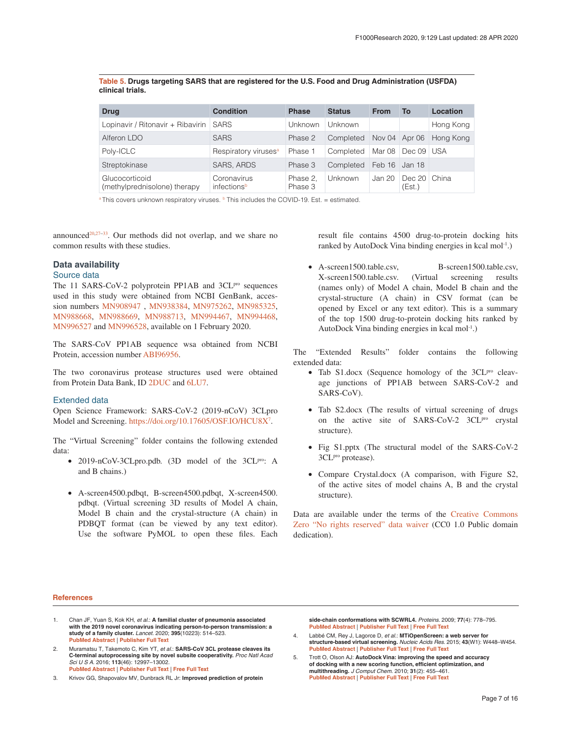**Table 5. Drugs targeting SARS that are registered for the U.S. Food and Drug Administration (USFDA) clinical trials.**

| Drug | Condition | Phase | Status | From | To | Location |
|---|---|---|---|---|---|---|
| Lopinavir / Ritonavir + Ribavirin | SARS | Unknown | Unknown | | | Hong Kong |
| Alferon LDO | SARS | Phase 2 | Completed | Nov 04 | Apr 06 | Hong Kong |
| Poly-ICLC | Respiratory viruses[a] | Phase 1 | Completed | Mar 08 | Dec 09 | USA |
| Streptokinase | SARS, ARDS | Phase 3 | Completed | Feb 16 | Jan 18 | |
| Glucocorticoid (methylprednisolone) therapy | Coronavirus infections[b] | Phase 2, Phase 3 | Unknown | Jan 20 | Dec 20 (Est.) | China |

[a] This covers unknown respiratory viruses. [b] This includes the COVID-19. Est. = estimated.

announced[20,27–33]. Our methods did not overlap, and we share no common results with these studies.

## Data availability

### Source data

The 11 SARS-CoV-2 polyprotein PP1AB and 3CL$^{pro}$ sequences used in this study were obtained from NCBI GenBank, accession numbers MN908947 , MN938384, MN975262, MN985325, MN988668, MN988669, MN988713, MN994467, MN994468, MN996527 and MN996528, available on 1 February 2020.

The SARS-CoV PP1AB sequence wsa obtained from NCBI Protein, accession number ABI96956.

The two coronavirus protease structures used were obtained from Protein Data Bank, ID 2DUC and 6LU7.

### Extended data

Open Science Framework: SARS-CoV-2 (2019-nCoV) 3CLpro Model and Screening. https://doi.org/10.17605/OSF.IO/HCU8X[7].

The "Virtual Screening" folder contains the following extended data:

- 2019-nCoV-3CLpro.pdb. (3D model of the 3CL$^{pro}$: A and B chains.)
- A-screen4500.pdbqt, B-screen4500.pdbqt, X-screen4500.pdbqt. (Virtual screening 3D results of Model A chain, Model B chain and the crystal-structure (A chain) in PDBQT format (can be viewed by any text editor). Use the software PyMOL to open these files. Each result file contains 4500 drug-to-protein docking hits ranked by AutoDock Vina binding energies in kcal mol$^{-1}$.)
- A-screen1500.table.csv, B-screen1500.table.csv, X-screen1500.table.csv. (Virtual screening results (names only) of Model A chain, Model B chain and the crystal-structure (A chain) in CSV format (can be opened by Excel or any text editor). This is a summary of the top 1500 drug-to-protein docking hits ranked by AutoDock Vina binding energies in kcal mol$^{-1}$.)

The "Extended Results" folder contains the following extended data:

- Tab S1.docx (Sequence homology of the 3CL$^{pro}$ cleavage junctions of PP1AB between SARS-CoV-2 and SARS-CoV).
- Tab S2.docx (The results of virtual screening of drugs on the active site of SARS-CoV-2 3CL$^{pro}$ crystal structure).
- Fig S1.pptx (The structural model of the SARS-CoV-2 3CL$^{pro}$ protease).
- Compare Crystal.docx (A comparison, with Figure S2, of the active sites of model chains A, B and the crystal structure).

Data are available under the terms of the Creative Commons Zero "No rights reserved" data waiver (CC0 1.0 Public domain dedication).

## References

1. Chan JF, Yuan S, Kok KH, *et al.*: **A familial cluster of pneumonia associated with the 2019 novel coronavirus indicating person-to-person transmission: a study of a family cluster.** *Lancet.* 2020; **395**(10223): 514–523.
   PubMed Abstract | Publisher Full Text
2. Muramatsu T, Takemoto C, Kim YT, *et al.*: **SARS-CoV 3CL protease cleaves its C-terminal autoprocessing site by novel subsite cooperativity.** *Proc Natl Acad Sci U S A.* 2016; **113**(46): 12997–13002.
   PubMed Abstract | Publisher Full Text | Free Full Text
3. Krivov GG, Shapovalov MV, Dunbrack RL Jr: **Improved prediction of protein side-chain conformations with SCWRL4.** *Proteins.* 2009; **77**(4): 778–795.
   PubMed Abstract | Publisher Full Text | Free Full Text
4. Labbé CM, Rey J, Lagorce D, *et al.*: **MTiOpenScreen: a web server for structure-based virtual screening.** *Nucleic Acids Res.* 2015; **43**(W1): W448–W454.
   PubMed Abstract | Publisher Full Text | Free Full Text
5. Trott O, Olson AJ: **AutoDock Vina: improving the speed and accuracy of docking with a new scoring function, efficient optimization, and multithreading.** *J Comput Chem.* 2010; **31**(2): 455–461.
   PubMed Abstract | Publisher Full Text | Free Full Text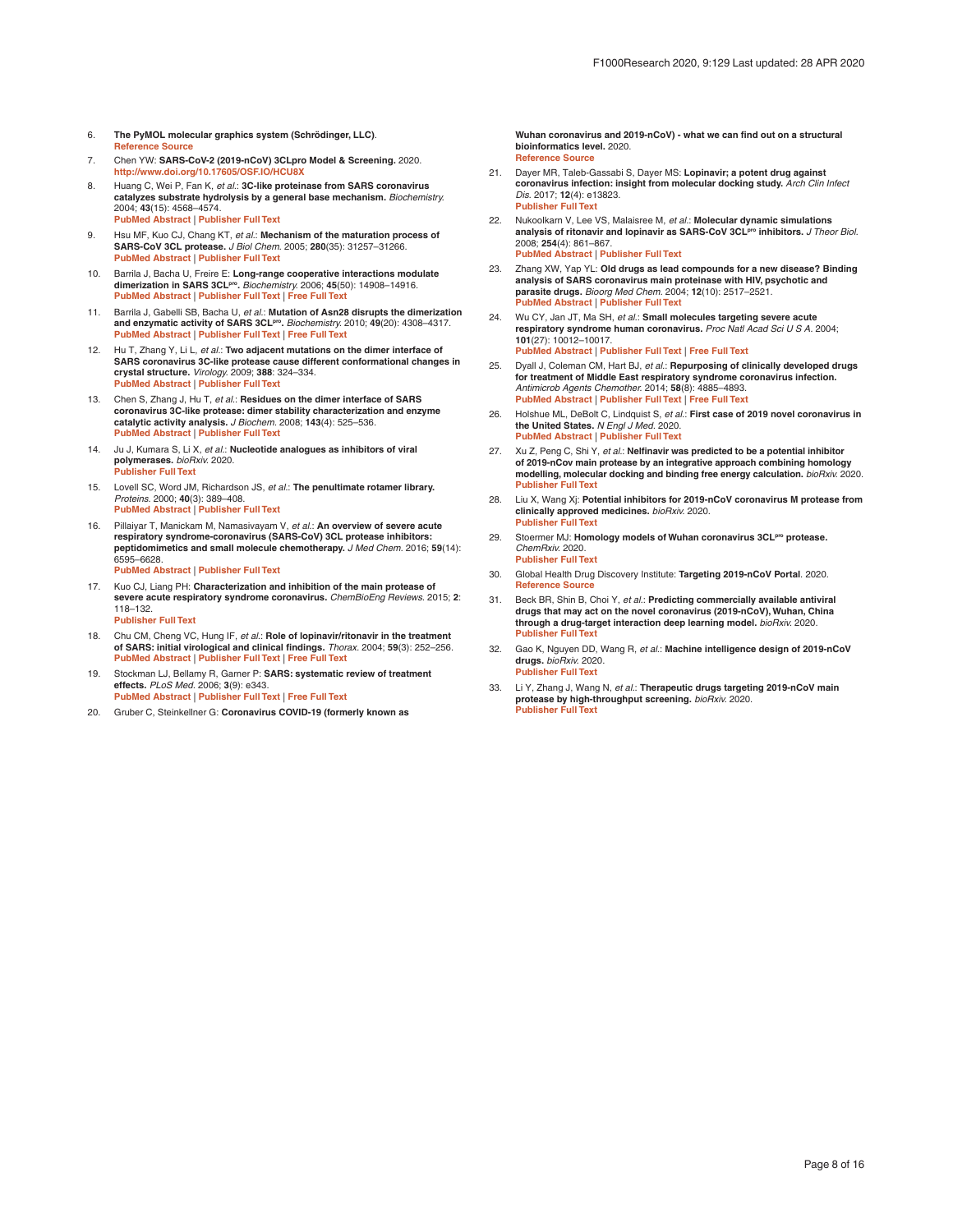6. **The PyMOL molecular graphics system (Schrödinger, LLC)**. Reference Source

7. Chen YW: **SARS-CoV-2 (2019-nCoV) 3CLpro Model & Screening.** 2020. http://www.doi.org/10.17605/OSF.IO/HCU8X

8. Huang C, Wei P, Fan K, *et al.*: **3C-like proteinase from SARS coronavirus catalyzes substrate hydrolysis by a general base mechanism.** *Biochemistry.* 2004; **43**(15): 4568–4574. PubMed Abstract | Publisher Full Text

9. Hsu MF, Kuo CJ, Chang KT, *et al.*: **Mechanism of the maturation process of SARS-CoV 3CL protease.** *J Biol Chem.* 2005; **280**(35): 31257–31266. PubMed Abstract | Publisher Full Text

10. Barrila J, Bacha U, Freire E: **Long-range cooperative interactions modulate dimerization in SARS 3CLpro.** *Biochemistry.* 2006; **45**(50): 14908–14916. PubMed Abstract | Publisher Full Text | Free Full Text

11. Barrila J, Gabelli SB, Bacha U, *et al.*: **Mutation of Asn28 disrupts the dimerization and enzymatic activity of SARS 3CLpro.** *Biochemistry.* 2010; **49**(20): 4308–4317. PubMed Abstract | Publisher Full Text | Free Full Text

12. Hu T, Zhang Y, Li L, *et al.*: **Two adjacent mutations on the dimer interface of SARS coronavirus 3C-like protease cause different conformational changes in crystal structure.** *Virology.* 2009; **388**: 324–334. PubMed Abstract | Publisher Full Text

13. Chen S, Zhang J, Hu T, *et al.*: **Residues on the dimer interface of SARS coronavirus 3C-like protease: dimer stability characterization and enzyme catalytic activity analysis.** *J Biochem.* 2008; **143**(4): 525–536. PubMed Abstract | Publisher Full Text

14. Ju J, Kumara S, Li X, *et al.*: **Nucleotide analogues as inhibitors of viral polymerases.** *bioRxiv.* 2020. Publisher Full Text

15. Lovell SC, Word JM, Richardson JS, *et al.*: **The penultimate rotamer library.** *Proteins.* 2000; **40**(3): 389–408. PubMed Abstract | Publisher Full Text

16. Pillaiyar T, Manickam M, Namasivayam V, *et al.*: **An overview of severe acute respiratory syndrome-coronavirus (SARS-CoV) 3CL protease inhibitors: peptidomimetics and small molecule chemotherapy.** *J Med Chem.* 2016; **59**(14): 6595–6628. PubMed Abstract | Publisher Full Text

17. Kuo CJ, Liang PH: **Characterization and inhibition of the main protease of severe acute respiratory syndrome coronavirus.** *ChemBioEng Reviews.* 2015; **2**: 118–132. Publisher Full Text

18. Chu CM, Cheng VC, Hung IF, *et al.*: **Role of lopinavir/ritonavir in the treatment of SARS: initial virological and clinical findings.** *Thorax.* 2004; **59**(3): 252–256. PubMed Abstract | Publisher Full Text | Free Full Text

19. Stockman LJ, Bellamy R, Garner P: **SARS: systematic review of treatment effects.** *PLoS Med.* 2006; **3**(9): e343. PubMed Abstract | Publisher Full Text | Free Full Text

20. Gruber C, Steinkellner G: **Coronavirus COVID-19 (formerly known as Wuhan coronavirus and 2019-nCoV) - what we can find out on a structural bioinformatics level.** 2020. Reference Source

21. Dayer MR, Taleb-Gassabi S, Dayer MS: **Lopinavir; a potent drug against coronavirus infection: insight from molecular docking study.** *Arch Clin Infect Dis.* 2017; **12**(4): e13823. Publisher Full Text

22. Nukoolkarn V, Lee VS, Malaisree M, *et al.*: **Molecular dynamic simulations analysis of ritonavir and lopinavir as SARS-CoV 3CLpro inhibitors.** *J Theor Biol.* 2008; **254**(4): 861–867. PubMed Abstract | Publisher Full Text

23. Zhang XW, Yap YL: **Old drugs as lead compounds for a new disease? Binding analysis of SARS coronavirus main proteinase with HIV, psychotic and parasite drugs.** *Bioorg Med Chem.* 2004; **12**(10): 2517–2521. PubMed Abstract | Publisher Full Text

24. Wu CY, Jan JT, Ma SH, *et al.*: **Small molecules targeting severe acute respiratory syndrome human coronavirus.** *Proc Natl Acad Sci U S A.* 2004; **101**(27): 10012–10017. PubMed Abstract | Publisher Full Text | Free Full Text

25. Dyall J, Coleman CM, Hart BJ, *et al.*: **Repurposing of clinically developed drugs for treatment of Middle East respiratory syndrome coronavirus infection.** *Antimicrob Agents Chemother.* 2014; **58**(8): 4885–4893. PubMed Abstract | Publisher Full Text | Free Full Text

26. Holshue ML, DeBolt C, Lindquist S, *et al.*: **First case of 2019 novel coronavirus in the United States.** *N Engl J Med.* 2020. PubMed Abstract | Publisher Full Text

27. Xu Z, Peng C, Shi Y, *et al.*: **Nelfinavir was predicted to be a potential inhibitor of 2019-nCov main protease by an integrative approach combining homology modelling, molecular docking and binding free energy calculation.** *bioRxiv.* 2020. Publisher Full Text

28. Liu X, Wang Xj: **Potential inhibitors for 2019-nCoV coronavirus M protease from clinically approved medicines.** *bioRxiv.* 2020. Publisher Full Text

29. Stoermer MJ: **Homology models of Wuhan coronavirus 3CLpro protease.** *ChemRxiv.* 2020. Publisher Full Text

30. Global Health Drug Discovery Institute: **Targeting 2019-nCoV Portal**. 2020. Reference Source

31. Beck BR, Shin B, Choi Y, *et al.*: **Predicting commercially available antiviral drugs that may act on the novel coronavirus (2019-nCoV), Wuhan, China through a drug-target interaction deep learning model.** *bioRxiv.* 2020. Publisher Full Text

32. Gao K, Nguyen DD, Wang R, *et al.*: **Machine intelligence design of 2019-nCoV drugs.** *bioRxiv.* 2020. Publisher Full Text

33. Li Y, Zhang J, Wang N, *et al.*: **Therapeutic drugs targeting 2019-nCoV main protease by high-throughput screening.** *bioRxiv.* 2020. Publisher Full Text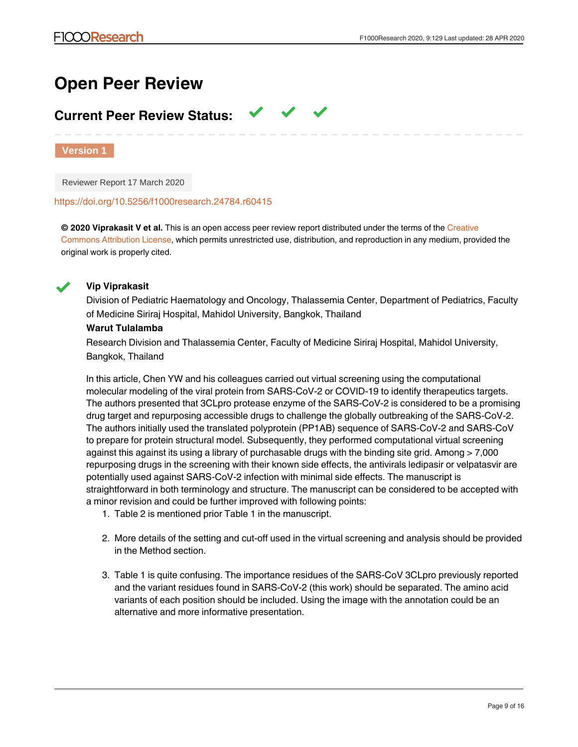# Open Peer Review

## Current Peer Review Status: ✓ ✓ ✓

**Version 1**

Reviewer Report 17 March 2020

https://doi.org/10.5256/f1000research.24784.r60415

**© 2020 Viprakasit V et al.** This is an open access peer review report distributed under the terms of the Creative Commons Attribution License, which permits unrestricted use, distribution, and reproduction in any medium, provided the original work is properly cited.

✓ **Vip Viprakasit**

Division of Pediatric Haematology and Oncology, Thalassemia Center, Department of Pediatrics, Faculty of Medicine Siriraj Hospital, Mahidol University, Bangkok, Thailand

**Warut Tulalamba**

Research Division and Thalassemia Center, Faculty of Medicine Siriraj Hospital, Mahidol University, Bangkok, Thailand

In this article, Chen YW and his colleagues carried out virtual screening using the computational molecular modeling of the viral protein from SARS-CoV-2 or COVID-19 to identify therapeutics targets. The authors presented that 3CLpro protease enzyme of the SARS-CoV-2 is considered to be a promising drug target and repurposing accessible drugs to challenge the globally outbreaking of the SARS-CoV-2. The authors initially used the translated polyprotein (PP1AB) sequence of SARS-CoV-2 and SARS-CoV to prepare for protein structural model. Subsequently, they performed computational virtual screening against this against its using a library of purchasable drugs with the binding site grid. Among > 7,000 repurposing drugs in the screening with their known side effects, the antivirals ledipasir or velpatasvir are potentially used against SARS-CoV-2 infection with minimal side effects. The manuscript is straightforward in both terminology and structure. The manuscript can be considered to be accepted with a minor revision and could be further improved with following points:

1. Table 2 is mentioned prior Table 1 in the manuscript.

2. More details of the setting and cut-off used in the virtual screening and analysis should be provided in the Method section.

3. Table 1 is quite confusing. The importance residues of the SARS-CoV 3CLpro previously reported and the variant residues found in SARS-CoV-2 (this work) should be separated. The amino acid variants of each position should be included. Using the image with the annotation could be an alternative and more informative presentation.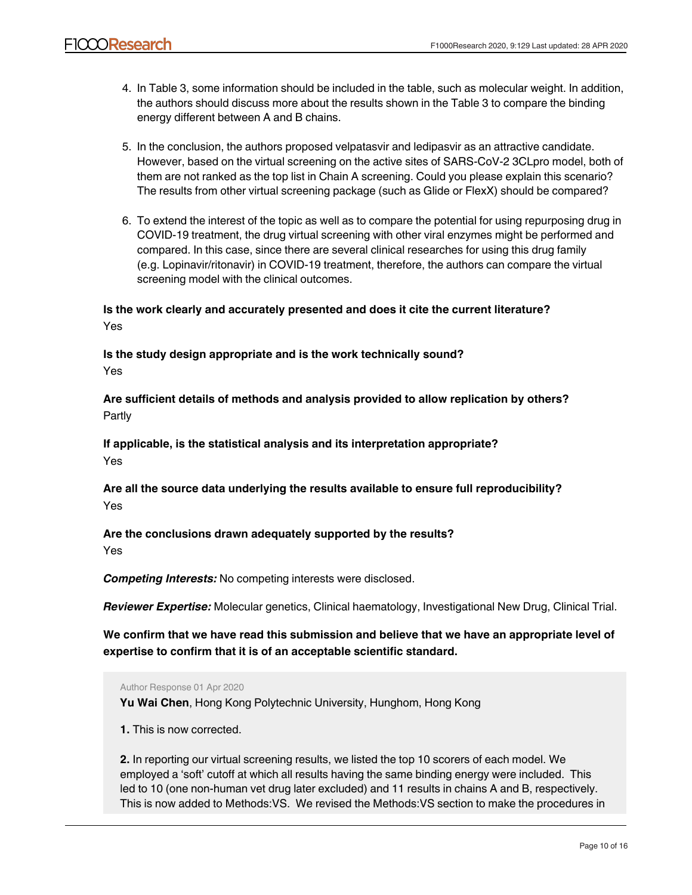4. In Table 3, some information should be included in the table, such as molecular weight. In addition, the authors should discuss more about the results shown in the Table 3 to compare the binding energy different between A and B chains.

5. In the conclusion, the authors proposed velpatasvir and ledipasvir as an attractive candidate. However, based on the virtual screening on the active sites of SARS-CoV-2 3CLpro model, both of them are not ranked as the top list in Chain A screening. Could you please explain this scenario? The results from other virtual screening package (such as Glide or FlexX) should be compared?

6. To extend the interest of the topic as well as to compare the potential for using repurposing drug in COVID-19 treatment, the drug virtual screening with other viral enzymes might be performed and compared. In this case, since there are several clinical researches for using this drug family (e.g. Lopinavir/ritonavir) in COVID-19 treatment, therefore, the authors can compare the virtual screening model with the clinical outcomes.

**Is the work clearly and accurately presented and does it cite the current literature?**
Yes

**Is the study design appropriate and is the work technically sound?**
Yes

**Are sufficient details of methods and analysis provided to allow replication by others?**
Partly

**If applicable, is the statistical analysis and its interpretation appropriate?**
Yes

**Are all the source data underlying the results available to ensure full reproducibility?**
Yes

**Are the conclusions drawn adequately supported by the results?**
Yes

***Competing Interests:*** No competing interests were disclosed.

***Reviewer Expertise:*** Molecular genetics, Clinical haematology, Investigational New Drug, Clinical Trial.

**We confirm that we have read this submission and believe that we have an appropriate level of expertise to confirm that it is of an acceptable scientific standard.**

Author Response 01 Apr 2020

**Yu Wai Chen**, Hong Kong Polytechnic University, Hunghom, Hong Kong

**1.** This is now corrected.

**2.** In reporting our virtual screening results, we listed the top 10 scorers of each model. We employed a 'soft' cutoff at which all results having the same binding energy were included. This led to 10 (one non-human vet drug later excluded) and 11 results in chains A and B, respectively. This is now added to Methods:VS. We revised the Methods:VS section to make the procedures in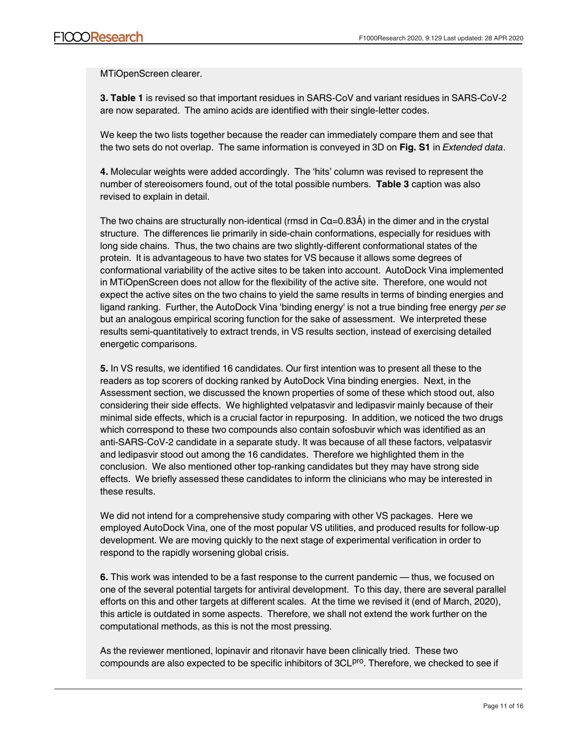MTiOpenScreen clearer.

**3. Table 1** is revised so that important residues in SARS-CoV and variant residues in SARS-CoV-2 are now separated. The amino acids are identified with their single-letter codes.

We keep the two lists together because the reader can immediately compare them and see that the two sets do not overlap. The same information is conveyed in 3D on **Fig. S1** in *Extended data*.

**4.** Molecular weights were added accordingly. The 'hits' column was revised to represent the number of stereoisomers found, out of the total possible numbers. **Table 3** caption was also revised to explain in detail.

The two chains are structurally non-identical (rmsd in Cα=0.83Å) in the dimer and in the crystal structure. The differences lie primarily in side-chain conformations, especially for residues with long side chains. Thus, the two chains are two slightly-different conformational states of the protein. It is advantageous to have two states for VS because it allows some degrees of conformational variability of the active sites to be taken into account. AutoDock Vina implemented in MTiOpenScreen does not allow for the flexibility of the active site. Therefore, one would not expect the active sites on the two chains to yield the same results in terms of binding energies and ligand ranking. Further, the AutoDock Vina 'binding energy' is not a true binding free energy *per se* but an analogous empirical scoring function for the sake of assessment. We interpreted these results semi-quantitatively to extract trends, in VS results section, instead of exercising detailed energetic comparisons.

**5.** In VS results, we identified 16 candidates. Our first intention was to present all these to the readers as top scorers of docking ranked by AutoDock Vina binding energies. Next, in the Assessment section, we discussed the known properties of some of these which stood out, also considering their side effects. We highlighted velpatasvir and ledipasvir mainly because of their minimal side effects, which is a crucial factor in repurposing. In addition, we noticed the two drugs which correspond to these two compounds also contain sofosbuvir which was identified as an anti-SARS-CoV-2 candidate in a separate study. It was because of all these factors, velpatasvir and ledipasvir stood out among the 16 candidates. Therefore we highlighted them in the conclusion. We also mentioned other top-ranking candidates but they may have strong side effects. We briefly assessed these candidates to inform the clinicians who may be interested in these results.

We did not intend for a comprehensive study comparing with other VS packages. Here we employed AutoDock Vina, one of the most popular VS utilities, and produced results for follow-up development. We are moving quickly to the next stage of experimental verification in order to respond to the rapidly worsening global crisis.

**6.** This work was intended to be a fast response to the current pandemic — thus, we focused on one of the several potential targets for antiviral development. To this day, there are several parallel efforts on this and other targets at different scales. At the time we revised it (end of March, 2020), this article is outdated in some aspects. Therefore, we shall not extend the work further on the computational methods, as this is not the most pressing.

As the reviewer mentioned, lopinavir and ritonavir have been clinically tried. These two compounds are also expected to be specific inhibitors of $3CL^{pro}$. Therefore, we checked to see if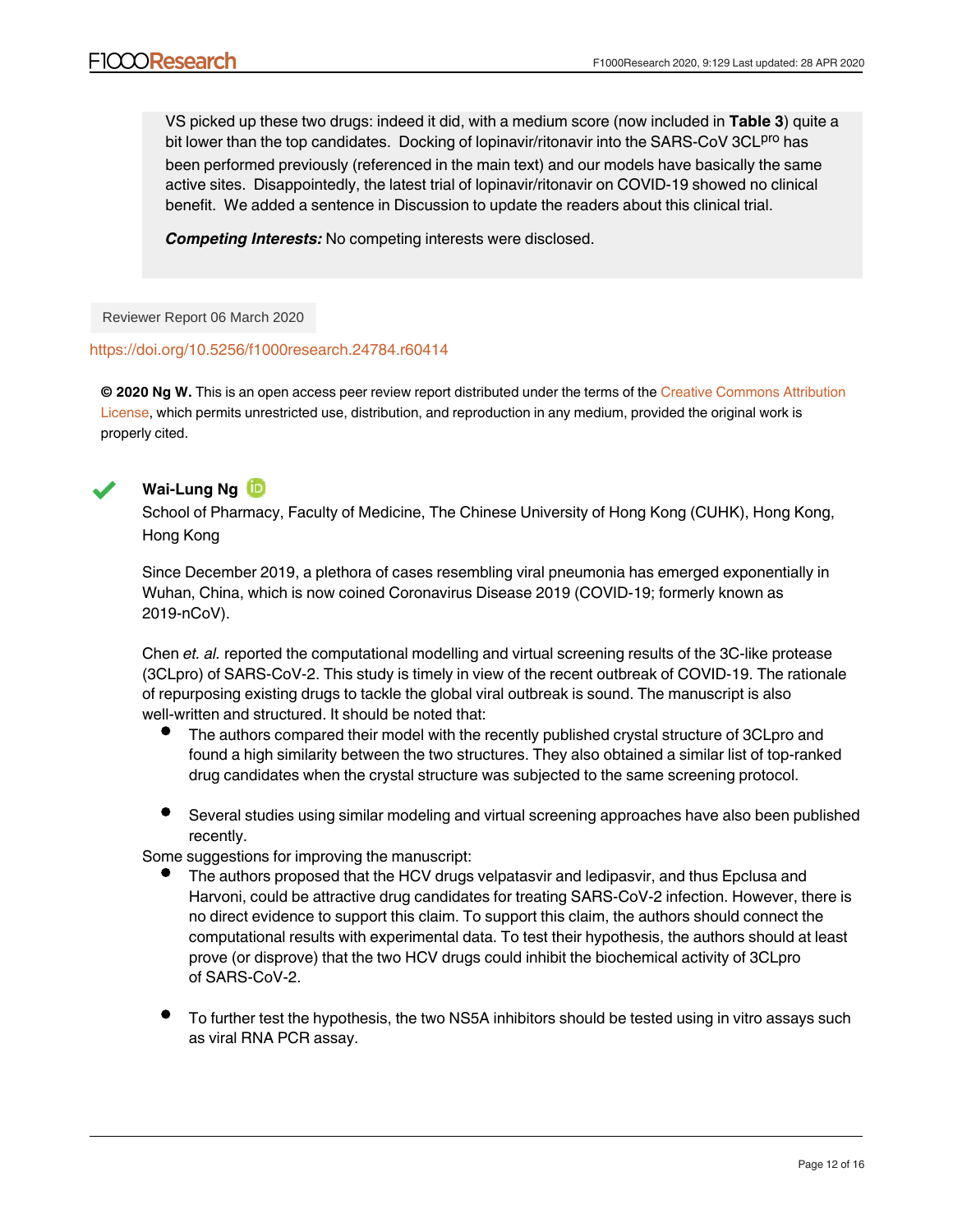VS picked up these two drugs: indeed it did, with a medium score (now included in **Table 3**) quite a bit lower than the top candidates. Docking of lopinavir/ritonavir into the SARS-CoV 3CL$^{pro}$ has been performed previously (referenced in the main text) and our models have basically the same active sites. Disappointedly, the latest trial of lopinavir/ritonavir on COVID-19 showed no clinical benefit. We added a sentence in Discussion to update the readers about this clinical trial.

***Competing Interests:*** No competing interests were disclosed.

Reviewer Report 06 March 2020

https://doi.org/10.5256/f1000research.24784.r60414

**© 2020 Ng W.** This is an open access peer review report distributed under the terms of the Creative Commons Attribution License, which permits unrestricted use, distribution, and reproduction in any medium, provided the original work is properly cited.

**Wai-Lung Ng**

School of Pharmacy, Faculty of Medicine, The Chinese University of Hong Kong (CUHK), Hong Kong, Hong Kong

Since December 2019, a plethora of cases resembling viral pneumonia has emerged exponentially in Wuhan, China, which is now coined Coronavirus Disease 2019 (COVID-19; formerly known as 2019-nCoV).

Chen *et. al.* reported the computational modelling and virtual screening results of the 3C-like protease (3CLpro) of SARS-CoV-2. This study is timely in view of the recent outbreak of COVID-19. The rationale of repurposing existing drugs to tackle the global viral outbreak is sound. The manuscript is also well-written and structured. It should be noted that:

- The authors compared their model with the recently published crystal structure of 3CLpro and found a high similarity between the two structures. They also obtained a similar list of top-ranked drug candidates when the crystal structure was subjected to the same screening protocol.
- Several studies using similar modeling and virtual screening approaches have also been published recently.

Some suggestions for improving the manuscript:

- The authors proposed that the HCV drugs velpatasvir and ledipasvir, and thus Epclusa and Harvoni, could be attractive drug candidates for treating SARS-CoV-2 infection. However, there is no direct evidence to support this claim. To support this claim, the authors should connect the computational results with experimental data. To test their hypothesis, the authors should at least prove (or disprove) that the two HCV drugs could inhibit the biochemical activity of 3CLpro of SARS-CoV-2.
- To further test the hypothesis, the two NS5A inhibitors should be tested using in vitro assays such as viral RNA PCR assay.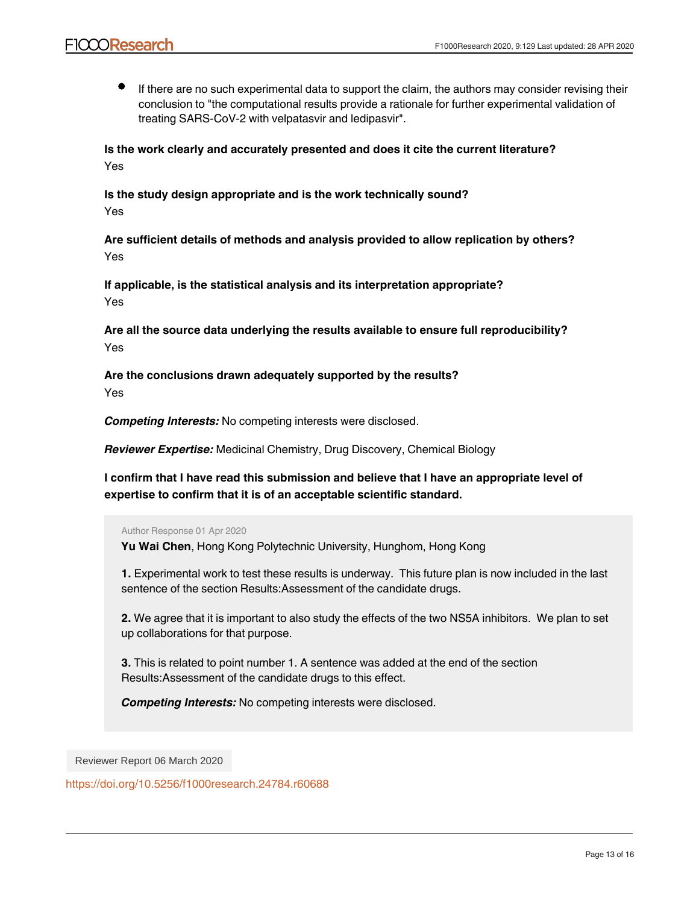- If there are no such experimental data to support the claim, the authors may consider revising their conclusion to "the computational results provide a rationale for further experimental validation of treating SARS-CoV-2 with velpatasvir and ledipasvir".

**Is the work clearly and accurately presented and does it cite the current literature?**
Yes

**Is the study design appropriate and is the work technically sound?**
Yes

**Are sufficient details of methods and analysis provided to allow replication by others?**
Yes

**If applicable, is the statistical analysis and its interpretation appropriate?**
Yes

**Are all the source data underlying the results available to ensure full reproducibility?**
Yes

**Are the conclusions drawn adequately supported by the results?**
Yes

***Competing Interests:*** No competing interests were disclosed.

***Reviewer Expertise:*** Medicinal Chemistry, Drug Discovery, Chemical Biology

**I confirm that I have read this submission and believe that I have an appropriate level of expertise to confirm that it is of an acceptable scientific standard.**

> Author Response 01 Apr 2020
>
> **Yu Wai Chen**, Hong Kong Polytechnic University, Hunghom, Hong Kong
>
> **1.** Experimental work to test these results is underway. This future plan is now included in the last sentence of the section Results:Assessment of the candidate drugs.
>
> **2.** We agree that it is important to also study the effects of the two NS5A inhibitors. We plan to set up collaborations for that purpose.
>
> **3.** This is related to point number 1. A sentence was added at the end of the section Results:Assessment of the candidate drugs to this effect.
>
> ***Competing Interests:*** No competing interests were disclosed.

Reviewer Report 06 March 2020

https://doi.org/10.5256/f1000research.24784.r60688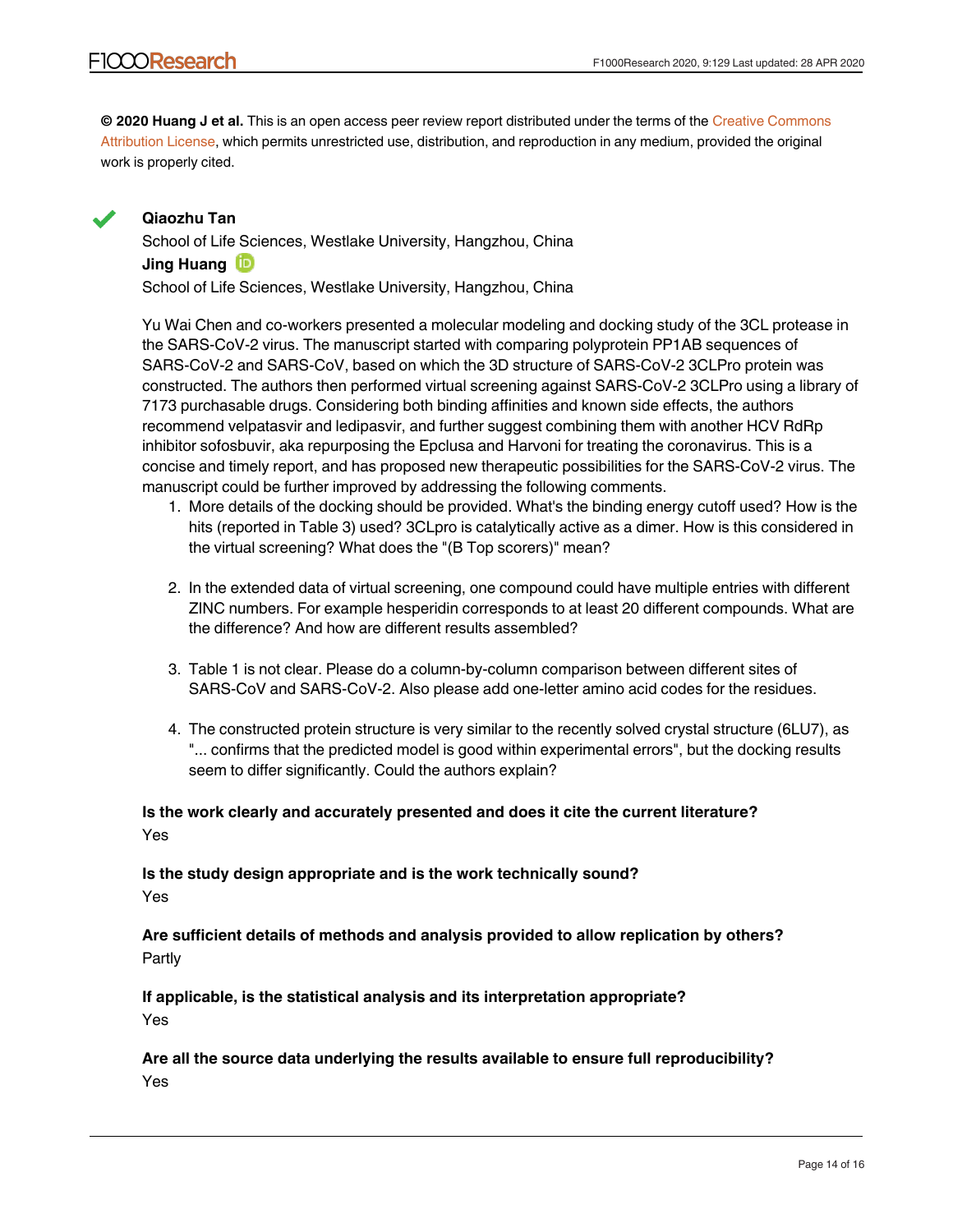**© 2020 Huang J et al.** This is an open access peer review report distributed under the terms of the Creative Commons Attribution License, which permits unrestricted use, distribution, and reproduction in any medium, provided the original work is properly cited.

**Qiaozhu Tan**

School of Life Sciences, Westlake University, Hangzhou, China

**Jing Huang**

School of Life Sciences, Westlake University, Hangzhou, China

Yu Wai Chen and co-workers presented a molecular modeling and docking study of the 3CL protease in the SARS-CoV-2 virus. The manuscript started with comparing polyprotein PP1AB sequences of SARS-CoV-2 and SARS-CoV, based on which the 3D structure of SARS-CoV-2 3CLPro protein was constructed. The authors then performed virtual screening against SARS-CoV-2 3CLPro using a library of 7173 purchasable drugs. Considering both binding affinities and known side effects, the authors recommend velpatasvir and ledipasvir, and further suggest combining them with another HCV RdRp inhibitor sofosbuvir, aka repurposing the Epclusa and Harvoni for treating the coronavirus. This is a concise and timely report, and has proposed new therapeutic possibilities for the SARS-CoV-2 virus. The manuscript could be further improved by addressing the following comments.

1. More details of the docking should be provided. What's the binding energy cutoff used? How is the hits (reported in Table 3) used? 3CLpro is catalytically active as a dimer. How is this considered in the virtual screening? What does the "(B Top scorers)" mean?

2. In the extended data of virtual screening, one compound could have multiple entries with different ZINC numbers. For example hesperidin corresponds to at least 20 different compounds. What are the difference? And how are different results assembled?

3. Table 1 is not clear. Please do a column-by-column comparison between different sites of SARS-CoV and SARS-CoV-2. Also please add one-letter amino acid codes for the residues.

4. The constructed protein structure is very similar to the recently solved crystal structure (6LU7), as "... confirms that the predicted model is good within experimental errors", but the docking results seem to differ significantly. Could the authors explain?

**Is the work clearly and accurately presented and does it cite the current literature?**

Yes

**Is the study design appropriate and is the work technically sound?**

Yes

**Are sufficient details of methods and analysis provided to allow replication by others?**

Partly

**If applicable, is the statistical analysis and its interpretation appropriate?**

Yes

**Are all the source data underlying the results available to ensure full reproducibility?**

Yes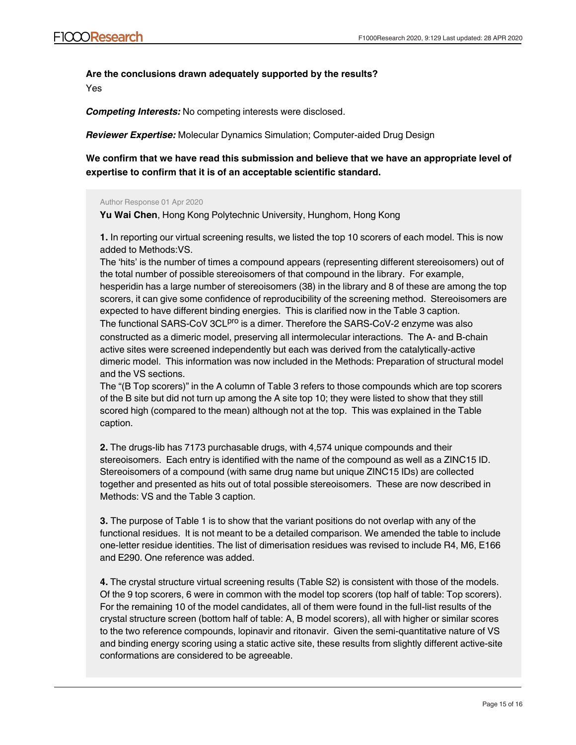**Are the conclusions drawn adequately supported by the results?**

Yes

***Competing Interests:*** No competing interests were disclosed.

***Reviewer Expertise:*** Molecular Dynamics Simulation; Computer-aided Drug Design

**We confirm that we have read this submission and believe that we have an appropriate level of expertise to confirm that it is of an acceptable scientific standard.**

Author Response 01 Apr 2020

**Yu Wai Chen**, Hong Kong Polytechnic University, Hunghom, Hong Kong

**1.** In reporting our virtual screening results, we listed the top 10 scorers of each model. This is now added to Methods:VS.
The 'hits' is the number of times a compound appears (representing different stereoisomers) out of the total number of possible stereoisomers of that compound in the library. For example, hesperidin has a large number of stereoisomers (38) in the library and 8 of these are among the top scorers, it can give some confidence of reproducibility of the screening method. Stereoisomers are expected to have different binding energies. This is clarified now in the Table 3 caption.
The functional SARS-CoV 3CL$^{pro}$ is a dimer. Therefore the SARS-CoV-2 enzyme was also constructed as a dimeric model, preserving all intermolecular interactions. The A- and B-chain active sites were screened independently but each was derived from the catalytically-active dimeric model. This information was now included in the Methods: Preparation of structural model and the VS sections.
The "(B Top scorers)" in the A column of Table 3 refers to those compounds which are top scorers of the B site but did not turn up among the A site top 10; they were listed to show that they still scored high (compared to the mean) although not at the top. This was explained in the Table caption.

**2.** The drugs-lib has 7173 purchasable drugs, with 4,574 unique compounds and their stereoisomers. Each entry is identified with the name of the compound as well as a ZINC15 ID. Stereoisomers of a compound (with same drug name but unique ZINC15 IDs) are collected together and presented as hits out of total possible stereoisomers. These are now described in Methods: VS and the Table 3 caption.

**3.** The purpose of Table 1 is to show that the variant positions do not overlap with any of the functional residues. It is not meant to be a detailed comparison. We amended the table to include one-letter residue identities. The list of dimerisation residues was revised to include R4, M6, E166 and E290. One reference was added.

**4.** The crystal structure virtual screening results (Table S2) is consistent with those of the models. Of the 9 top scorers, 6 were in common with the model top scorers (top half of table: Top scorers). For the remaining 10 of the model candidates, all of them were found in the full-list results of the crystal structure screen (bottom half of table: A, B model scorers), all with higher or similar scores to the two reference compounds, lopinavir and ritonavir. Given the semi-quantitative nature of VS and binding energy scoring using a static active site, these results from slightly different active-site conformations are considered to be agreeable.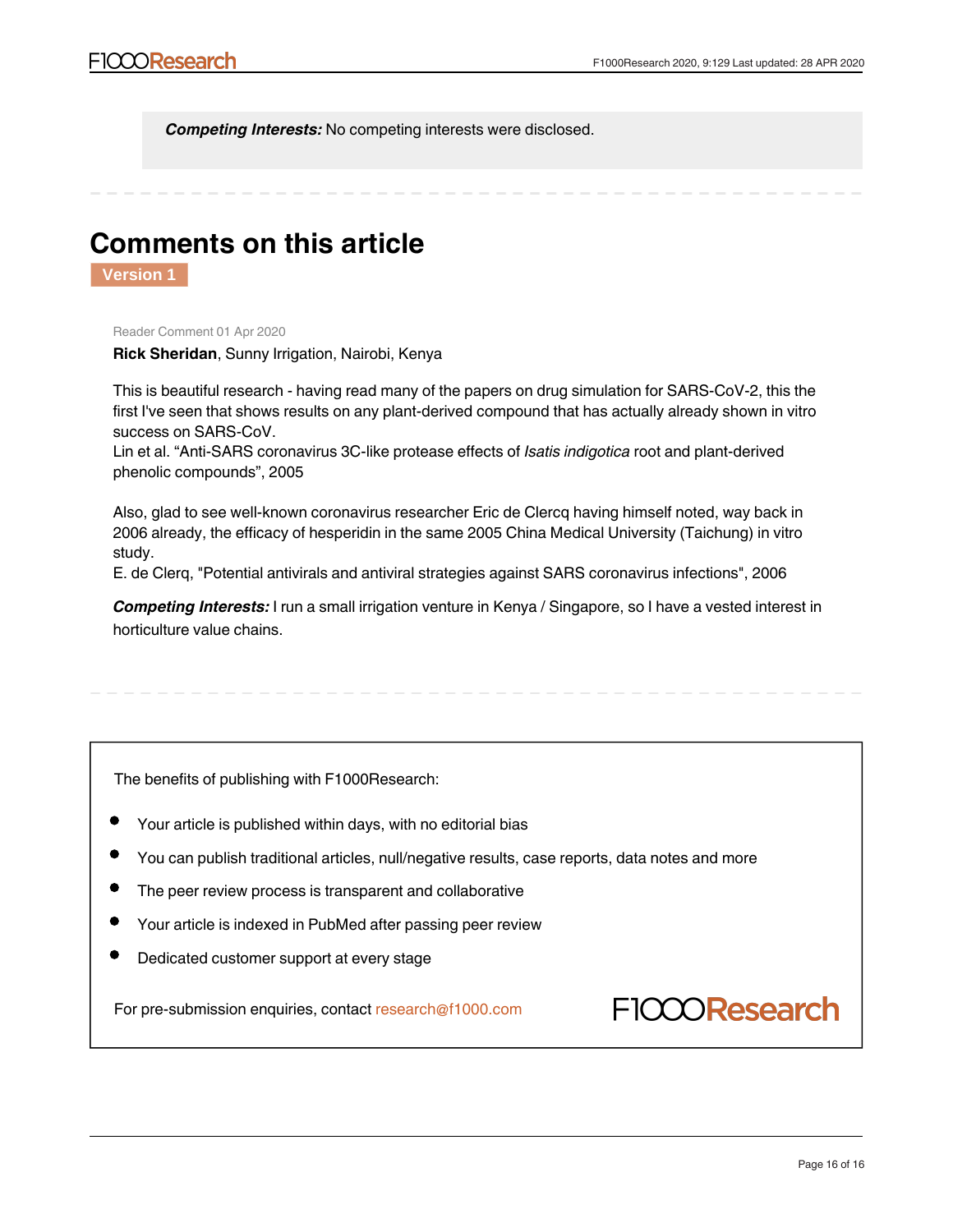***Competing Interests:*** No competing interests were disclosed.

# Comments on this article

**Version 1**

Reader Comment 01 Apr 2020

**Rick Sheridan**, Sunny Irrigation, Nairobi, Kenya

This is beautiful research - having read many of the papers on drug simulation for SARS-CoV-2, this the first I've seen that shows results on any plant-derived compound that has actually already shown in vitro success on SARS-CoV.
Lin et al. “Anti-SARS coronavirus 3C-like protease effects of *Isatis indigotica* root and plant-derived phenolic compounds”, 2005

Also, glad to see well-known coronavirus researcher Eric de Clercq having himself noted, way back in 2006 already, the efficacy of hesperidin in the same 2005 China Medical University (Taichung) in vitro study.
E. de Clerq, "Potential antivirals and antiviral strategies against SARS coronavirus infections", 2006

***Competing Interests:*** I run a small irrigation venture in Kenya / Singapore, so I have a vested interest in horticulture value chains.

The benefits of publishing with F1000Research:

- Your article is published within days, with no editorial bias
- You can publish traditional articles, null/negative results, case reports, data notes and more
- The peer review process is transparent and collaborative
- Your article is indexed in PubMed after passing peer review
- Dedicated customer support at every stage

For pre-submission enquiries, contact research@f1000.com

F1000Research